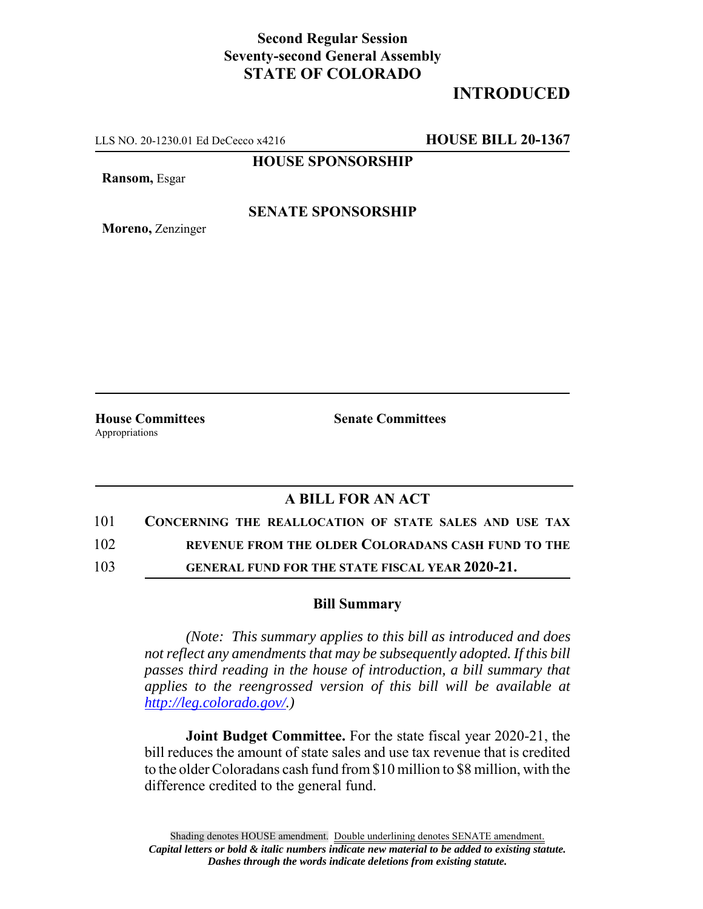**Second Regular Session**
**Seventy-second General Assembly**
**STATE OF COLORADO**

# INTRODUCTED

LLS NO. 20-1230.01 Ed DeCecco x4216 **HOUSE BILL 20-1367**

**HOUSE SPONSORSHIP**

**Ransom,** Esgar

**SENATE SPONSORSHIP**

**Moreno,** Zenzinger

**House Committees**
Appropriations

**Senate Committees**

## A BILL FOR AN ACT

101 **CONCERNING THE REALLOCATION OF STATE SALES AND USE TAX**
102 **REVENUE FROM THE OLDER COLORADANS CASH FUND TO THE**
103 **GENERAL FUND FOR THE STATE FISCAL YEAR 2020-21.**

### Bill Summary

*(Note: This summary applies to this bill as introduced and does not reflect any amendments that may be subsequently adopted. If this bill passes third reading in the house of introduction, a bill summary that applies to the reengrossed version of this bill will be available at http://leg.colorado.gov/.)*

**Joint Budget Committee.** For the state fiscal year 2020-21, the bill reduces the amount of state sales and use tax revenue that is credited to the older Coloradans cash fund from $10 million to $8 million, with the difference credited to the general fund.

Shading denotes HOUSE amendment. Double underlining denotes SENATE amendment.
***Capital letters or bold & italic numbers indicate new material to be added to existing statute.***
***Dashes through the words indicate deletions from existing statute.***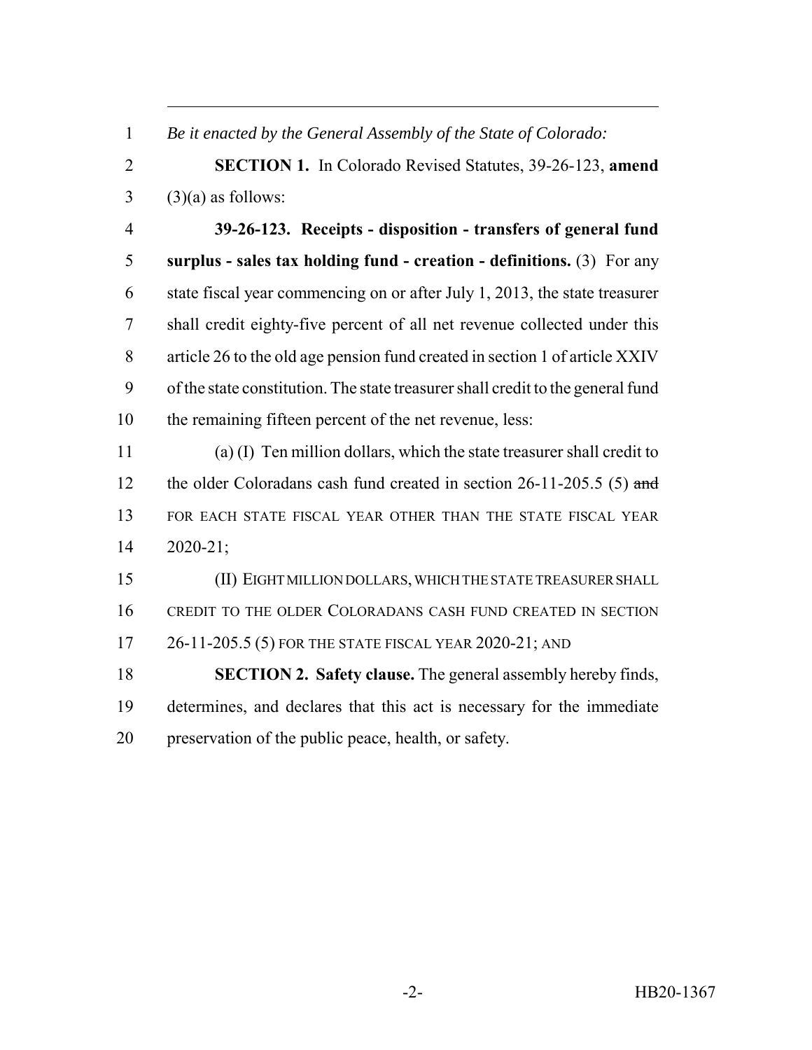*Be it enacted by the General Assembly of the State of Colorado:*

**SECTION 1.** In Colorado Revised Statutes, 39-26-123, **amend** (3)(a) as follows:

**39-26-123. Receipts - disposition - transfers of general fund surplus - sales tax holding fund - creation - definitions.** (3) For any state fiscal year commencing on or after July 1, 2013, the state treasurer shall credit eighty-five percent of all net revenue collected under this article 26 to the old age pension fund created in section 1 of article XXIV of the state constitution. The state treasurer shall credit to the general fund the remaining fifteen percent of the net revenue, less:

(a) (I) Ten million dollars, which the state treasurer shall credit to the older Coloradans cash fund created in section 26-11-205.5 (5) ~~and~~ FOR EACH STATE FISCAL YEAR OTHER THAN THE STATE FISCAL YEAR 2020-21;

(II) EIGHT MILLION DOLLARS, WHICH THE STATE TREASURER SHALL CREDIT TO THE OLDER COLORADANS CASH FUND CREATED IN SECTION 26-11-205.5 (5) FOR THE STATE FISCAL YEAR 2020-21; AND

**SECTION 2. Safety clause.** The general assembly hereby finds, determines, and declares that this act is necessary for the immediate preservation of the public peace, health, or safety.